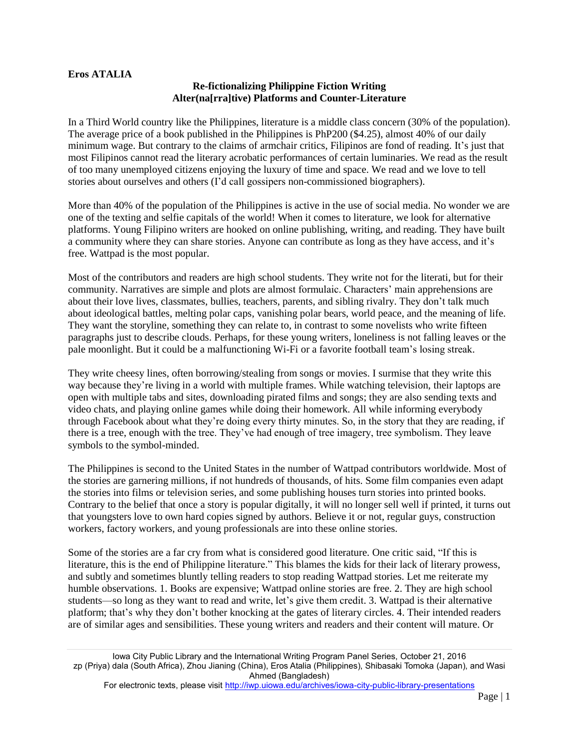**Eros ATALIA**

## Re-fictionalizing Philippine Fiction Writing
## Alter(na[rra]tive) Platforms and Counter-Literature

In a Third World country like the Philippines, literature is a middle class concern (30% of the population). The average price of a book published in the Philippines is PhP200 ($4.25), almost 40% of our daily minimum wage. But contrary to the claims of armchair critics, Filipinos are fond of reading. It's just that most Filipinos cannot read the literary acrobatic performances of certain luminaries. We read as the result of too many unemployed citizens enjoying the luxury of time and space. We read and we love to tell stories about ourselves and others (I'd call gossipers non-commissioned biographers).

More than 40% of the population of the Philippines is active in the use of social media. No wonder we are one of the texting and selfie capitals of the world! When it comes to literature, we look for alternative platforms. Young Filipino writers are hooked on online publishing, writing, and reading. They have built a community where they can share stories. Anyone can contribute as long as they have access, and it's free. Wattpad is the most popular.

Most of the contributors and readers are high school students. They write not for the literati, but for their community. Narratives are simple and plots are almost formulaic. Characters' main apprehensions are about their love lives, classmates, bullies, teachers, parents, and sibling rivalry. They don't talk much about ideological battles, melting polar caps, vanishing polar bears, world peace, and the meaning of life. They want the storyline, something they can relate to, in contrast to some novelists who write fifteen paragraphs just to describe clouds. Perhaps, for these young writers, loneliness is not falling leaves or the pale moonlight. But it could be a malfunctioning Wi-Fi or a favorite football team's losing streak.

They write cheesy lines, often borrowing/stealing from songs or movies. I surmise that they write this way because they're living in a world with multiple frames. While watching television, their laptops are open with multiple tabs and sites, downloading pirated films and songs; they are also sending texts and video chats, and playing online games while doing their homework. All while informing everybody through Facebook about what they're doing every thirty minutes. So, in the story that they are reading, if there is a tree, enough with the tree. They've had enough of tree imagery, tree symbolism. They leave symbols to the symbol-minded.

The Philippines is second to the United States in the number of Wattpad contributors worldwide. Most of the stories are garnering millions, if not hundreds of thousands, of hits. Some film companies even adapt the stories into films or television series, and some publishing houses turn stories into printed books. Contrary to the belief that once a story is popular digitally, it will no longer sell well if printed, it turns out that youngsters love to own hard copies signed by authors. Believe it or not, regular guys, construction workers, factory workers, and young professionals are into these online stories.

Some of the stories are a far cry from what is considered good literature. One critic said, "If this is literature, this is the end of Philippine literature." This blames the kids for their lack of literary prowess, and subtly and sometimes bluntly telling readers to stop reading Wattpad stories. Let me reiterate my humble observations. 1. Books are expensive; Wattpad online stories are free. 2. They are high school students—so long as they want to read and write, let's give them credit. 3. Wattpad is their alternative platform; that's why they don't bother knocking at the gates of literary circles. 4. Their intended readers are of similar ages and sensibilities. These young writers and readers and their content will mature. Or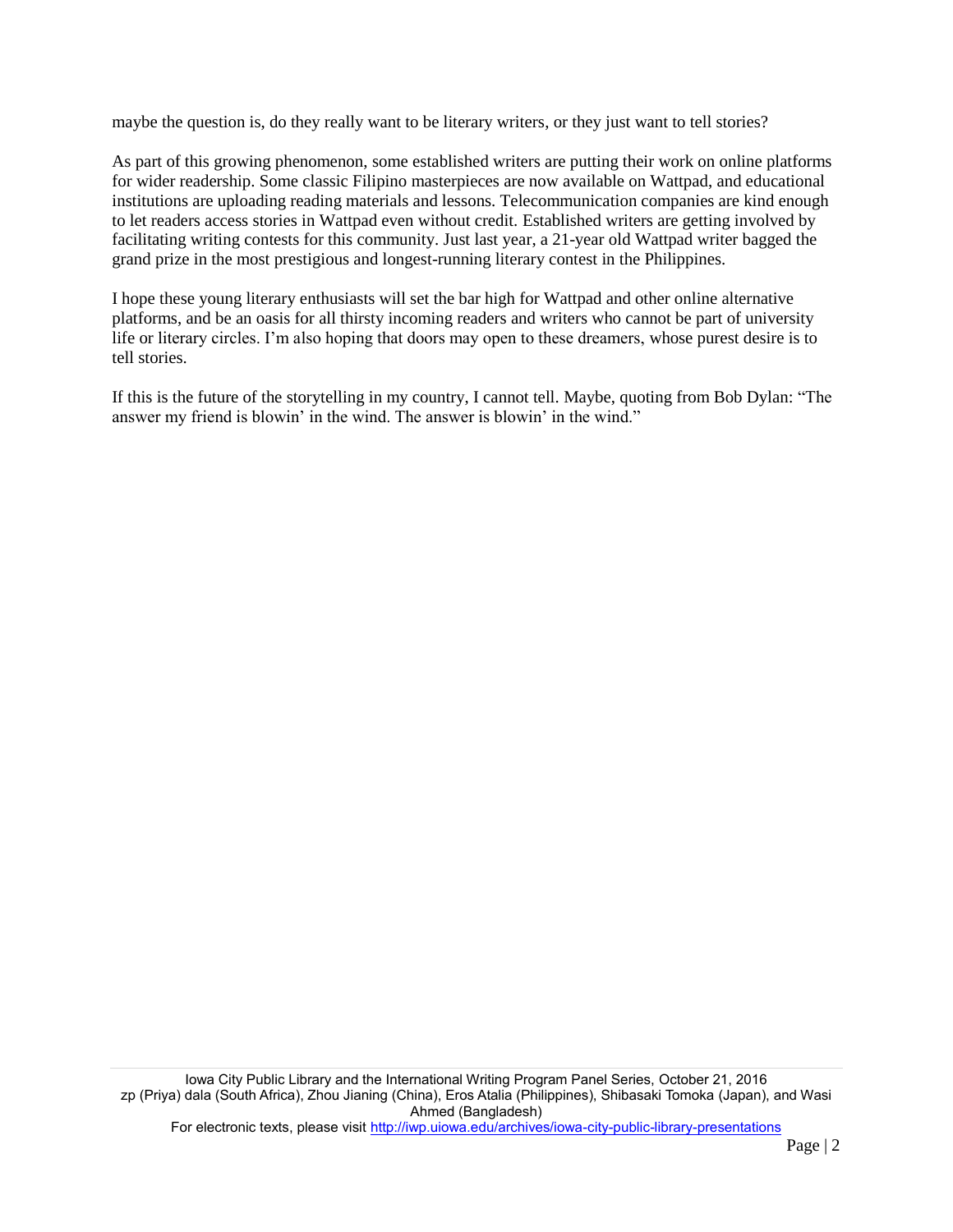maybe the question is, do they really want to be literary writers, or they just want to tell stories?

As part of this growing phenomenon, some established writers are putting their work on online platforms for wider readership. Some classic Filipino masterpieces are now available on Wattpad, and educational institutions are uploading reading materials and lessons. Telecommunication companies are kind enough to let readers access stories in Wattpad even without credit. Established writers are getting involved by facilitating writing contests for this community. Just last year, a 21-year old Wattpad writer bagged the grand prize in the most prestigious and longest-running literary contest in the Philippines.

I hope these young literary enthusiasts will set the bar high for Wattpad and other online alternative platforms, and be an oasis for all thirsty incoming readers and writers who cannot be part of university life or literary circles. I'm also hoping that doors may open to these dreamers, whose purest desire is to tell stories.

If this is the future of the storytelling in my country, I cannot tell. Maybe, quoting from Bob Dylan: "The answer my friend is blowin' in the wind. The answer is blowin' in the wind."